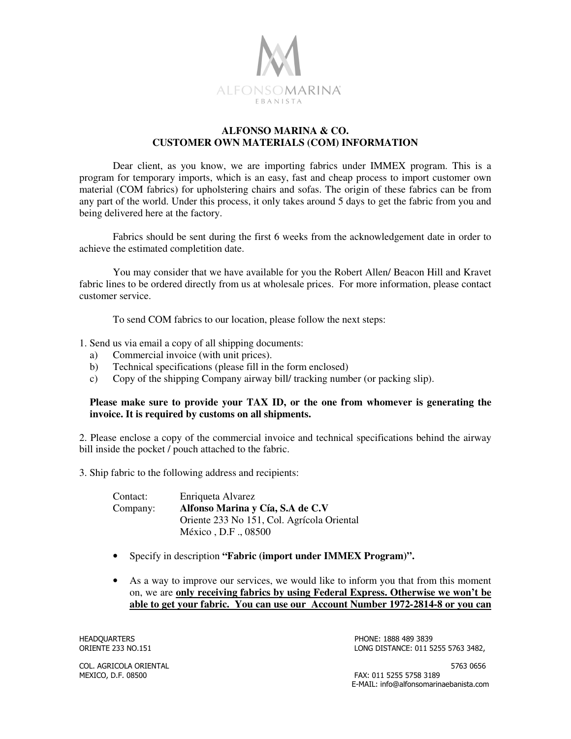ALFONSOMARINA®
EBANISTA

## ALFONSO MARINA & CO.
## CUSTOMER OWN MATERIALS (COM) INFORMATION

Dear client, as you know, we are importing fabrics under IMMEX program. This is a program for temporary imports, which is an easy, fast and cheap process to import customer own material (COM fabrics) for upholstering chairs and sofas. The origin of these fabrics can be from any part of the world. Under this process, it only takes around 5 days to get the fabric from you and being delivered here at the factory.

Fabrics should be sent during the first 6 weeks from the acknowledgement date in order to achieve the estimated completition date.

You may consider that we have available for you the Robert Allen/ Beacon Hill and Kravet fabric lines to be ordered directly from us at wholesale prices. For more information, please contact customer service.

To send COM fabrics to our location, please follow the next steps:

1. Send us via email a copy of all shipping documents:
   a) Commercial invoice (with unit prices).
   b) Technical specifications (please fill in the form enclosed)
   c) Copy of the shipping Company airway bill/ tracking number (or packing slip).

   **Please make sure to provide your TAX ID, or the one from whomever is generating the invoice. It is required by customs on all shipments.**

2. Please enclose a copy of the commercial invoice and technical specifications behind the airway bill inside the pocket / pouch attached to the fabric.

3. Ship fabric to the following address and recipients:

   Contact: Enriqueta Alvarez
   Company: **Alfonso Marina y Cía, S.A de C.V**
   Oriente 233 No 151, Col. Agrícola Oriental
   México , D.F ., 08500

- Specify in description **"Fabric (import under IMMEX Program)".**

- As a way to improve our services, we would like to inform you that from this moment on, we are **only receiving fabrics by using Federal Express. Otherwise we won't be able to get your fabric. You can use our Account Number 1972-2814-8 or you can**

HEADQUARTERS
ORIENTE 233 NO.151
COL. AGRICOLA ORIENTAL
MEXICO, D.F. 08500

PHONE: 1888 489 3839
LONG DISTANCE: 011 5255 5763 3482,
5763 0656
FAX: 011 5255 5758 3189
E-MAIL: info@alfonsomarinaebanista.com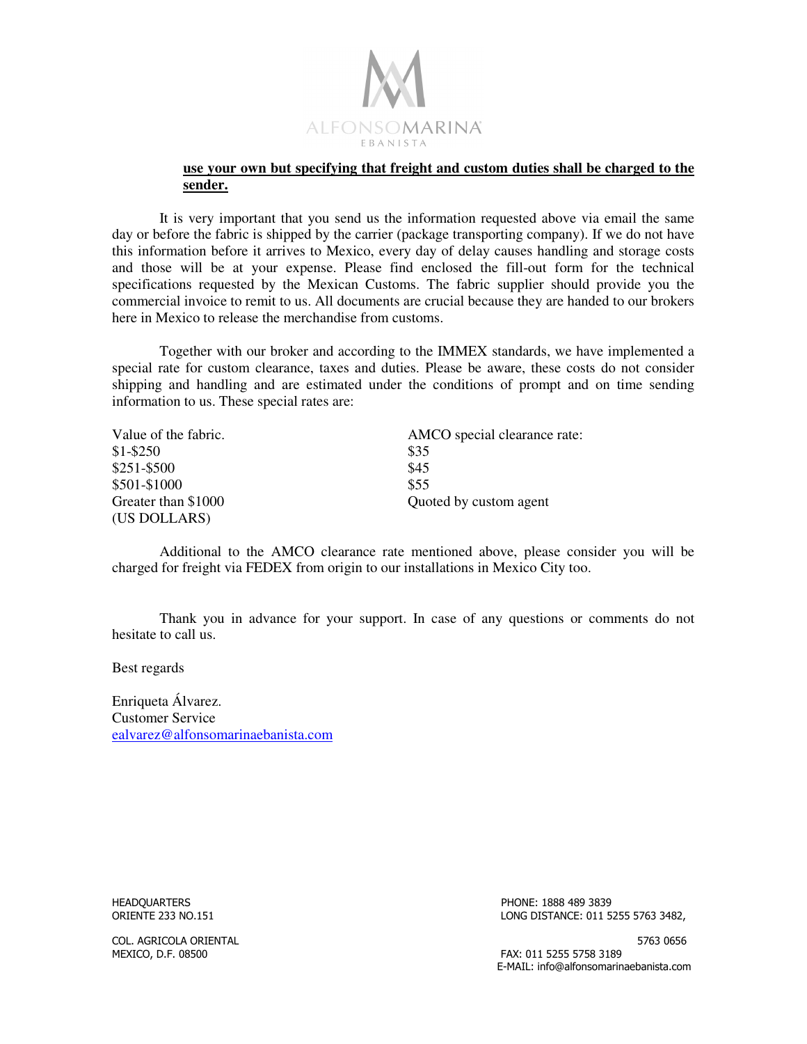**use your own but specifying that freight and custom duties shall be charged to the sender.**

It is very important that you send us the information requested above via email the same day or before the fabric is shipped by the carrier (package transporting company). If we do not have this information before it arrives to Mexico, every day of delay causes handling and storage costs and those will be at your expense. Please find enclosed the fill-out form for the technical specifications requested by the Mexican Customs. The fabric supplier should provide you the commercial invoice to remit to us. All documents are crucial because they are handed to our brokers here in Mexico to release the merchandise from customs.

Together with our broker and according to the IMMEX standards, we have implemented a special rate for custom clearance, taxes and duties. Please be aware, these costs do not consider shipping and handling and are estimated under the conditions of prompt and on time sending information to us. These special rates are:

| Value of the fabric. | AMCO special clearance rate: |
|---|---|
| $1-$250 | $35 |
| $251-$500 | $45 |
| $501-$1000 | $55 |
| Greater than $1000 | Quoted by custom agent |
| (US DOLLARS) | |

Additional to the AMCO clearance rate mentioned above, please consider you will be charged for freight via FEDEX from origin to our installations in Mexico City too.

Thank you in advance for your support. In case of any questions or comments do not hesitate to call us.

Best regards

Enriqueta Álvarez.
Customer Service
ealvarez@alfonsomarinaebanista.com

HEADQUARTERS
ORIENTE 233 NO.151

COL. AGRICOLA ORIENTAL
MEXICO, D.F. 08500

PHONE: 1888 489 3839
LONG DISTANCE: 011 5255 5763 3482, 5763 0656
FAX: 011 5255 5758 3189
E-MAIL: info@alfonsomarinaebanista.com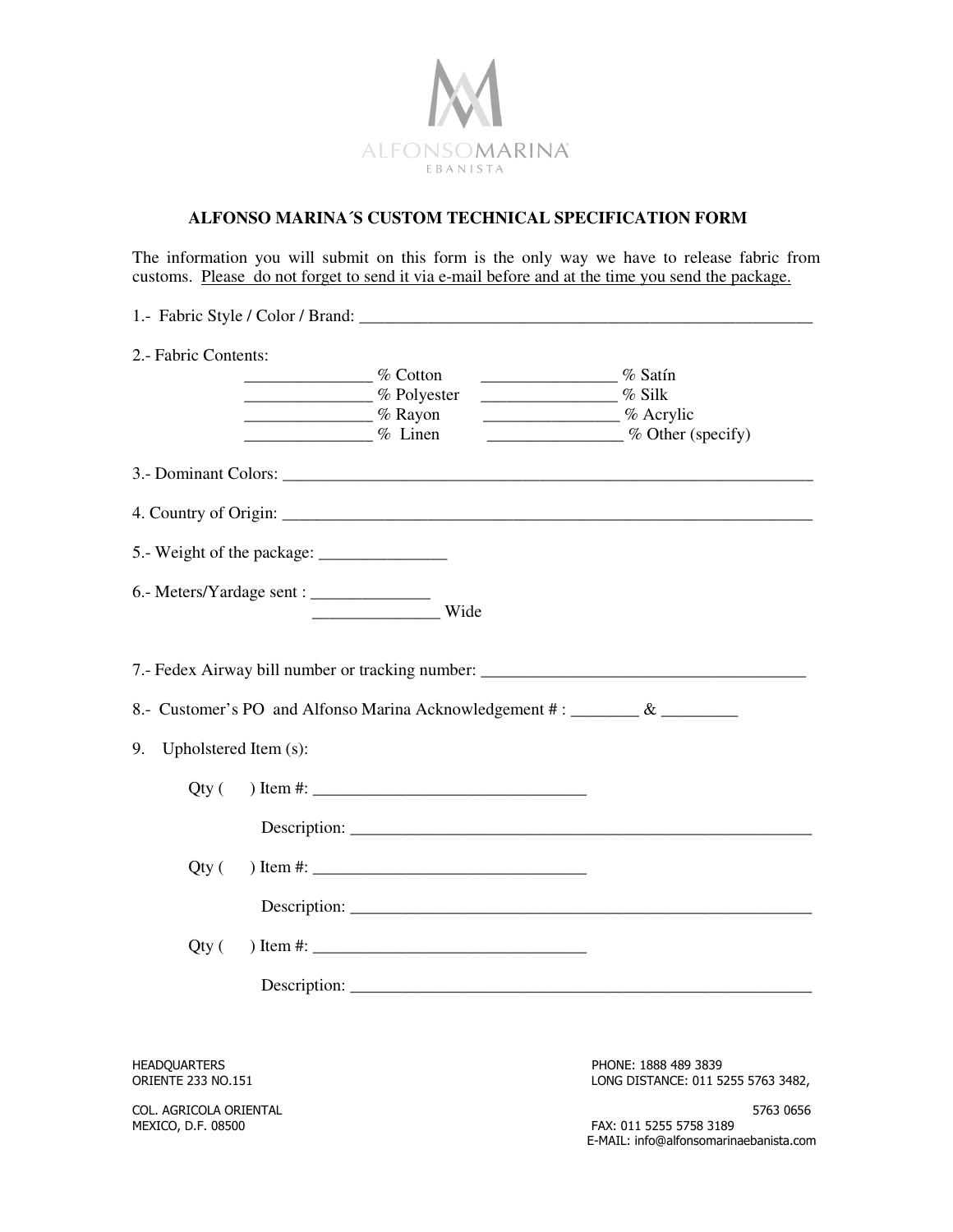ALFONSOMARINA
EBANISTA

## ALFONSO MARINA´S CUSTOM TECHNICAL SPECIFICATION FORM

The information you will submit on this form is the only way we have to release fabric from customs. Please do not forget to send it via e-mail before and at the time you send the package.

1.- Fabric Style / Color / Brand: ______________________________________________________

2.- Fabric Contents:

______________ % Cotton ______________ % Satín
______________ % Polyester ______________ % Silk
______________ % Rayon ______________ % Acrylic
______________ % Linen ______________ % Other (specify)

3.- Dominant Colors: ______________________________________________________________

4. Country of Origin: ______________________________________________________________

5.- Weight of the package: ______________

6.- Meters/Yardage sent : ______________
______________ Wide

7.- Fedex Airway bill number or tracking number: ______________________________________

8.- Customer's PO and Alfonso Marina Acknowledgement # : ________ & ________

9. Upholstered Item (s):

Qty ( ) Item #: ________________________________

Description: ______________________________________________________

Qty ( ) Item #: ________________________________

Description: ______________________________________________________

Qty ( ) Item #: ________________________________

Description: ______________________________________________________

HEADQUARTERS
ORIENTE 233 NO.151

COL. AGRICOLA ORIENTAL
MEXICO, D.F. 08500

PHONE: 1888 489 3839
LONG DISTANCE: 011 5255 5763 3482,
5763 0656
FAX: 011 5255 5758 3189
E-MAIL: info@alfonsomarinaebanista.com